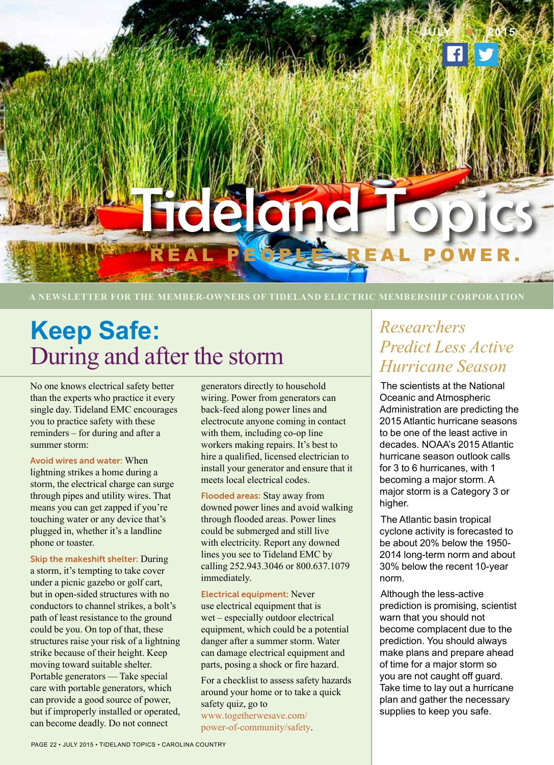JULY • 2015

# Tideland Topics

REAL PEOPLE. REAL POWER.

A NEWSLETTER FOR THE MEMBER-OWNERS OF TIDELAND ELECTRIC MEMBERSHIP CORPORATION

## Keep Safe: During and after the storm

No one knows electrical safety better than the experts who practice it every single day. Tideland EMC encourages you to practice safety with these reminders – for during and after a summer storm:

**Avoid wires and water:** When lightning strikes a home during a storm, the electrical charge can surge through pipes and utility wires. That means you can get zapped if you're touching water or any device that's plugged in, whether it's a landline phone or toaster.

**Skip the makeshift shelter:** During a storm, it's tempting to take cover under a picnic gazebo or golf cart, but in open-sided structures with no conductors to channel strikes, a bolt's path of least resistance to the ground could be you. On top of that, these structures raise your risk of a lightning strike because of their height. Keep moving toward suitable shelter. Portable generators — Take special care with portable generators, which can provide a good source of power, but if improperly installed or operated, can become deadly. Do not connect generators directly to household wiring. Power from generators can back-feed along power lines and electrocute anyone coming in contact with them, including co-op line workers making repairs. It's best to hire a qualified, licensed electrician to install your generator and ensure that it meets local electrical codes.

**Flooded areas:** Stay away from downed power lines and avoid walking through flooded areas. Power lines could be submerged and still live with electricity. Report any downed lines you see to Tideland EMC by calling 252.943.3046 or 800.637.1079 immediately.

**Electrical equipment:** Never use electrical equipment that is wet – especially outdoor electrical equipment, which could be a potential danger after a summer storm. Water can damage electrical equipment and parts, posing a shock or fire hazard.

For a checklist to assess safety hazards around your home or to take a quick safety quiz, go to www.togetherwesave.com/power-of-community/safety.

## *Researchers Predict Less Active Hurricane Season*

The scientists at the National Oceanic and Atmospheric Administration are predicting the 2015 Atlantic hurricane seasons to be one of the least active in decades. NOAA's 2015 Atlantic hurricane season outlook calls for 3 to 6 hurricanes, with 1 becoming a major storm. A major storm is a Category 3 or higher.

The Atlantic basin tropical cyclone activity is forecasted to be about 20% below the 1950-2014 long-term norm and about 30% below the recent 10-year norm.

Although the less-active prediction is promising, scientist warn that you should not become complacent due to the prediction. You should always make plans and prepare ahead of time for a major storm so you are not caught off guard. Take time to lay out a hurricane plan and gather the necessary supplies to keep you safe.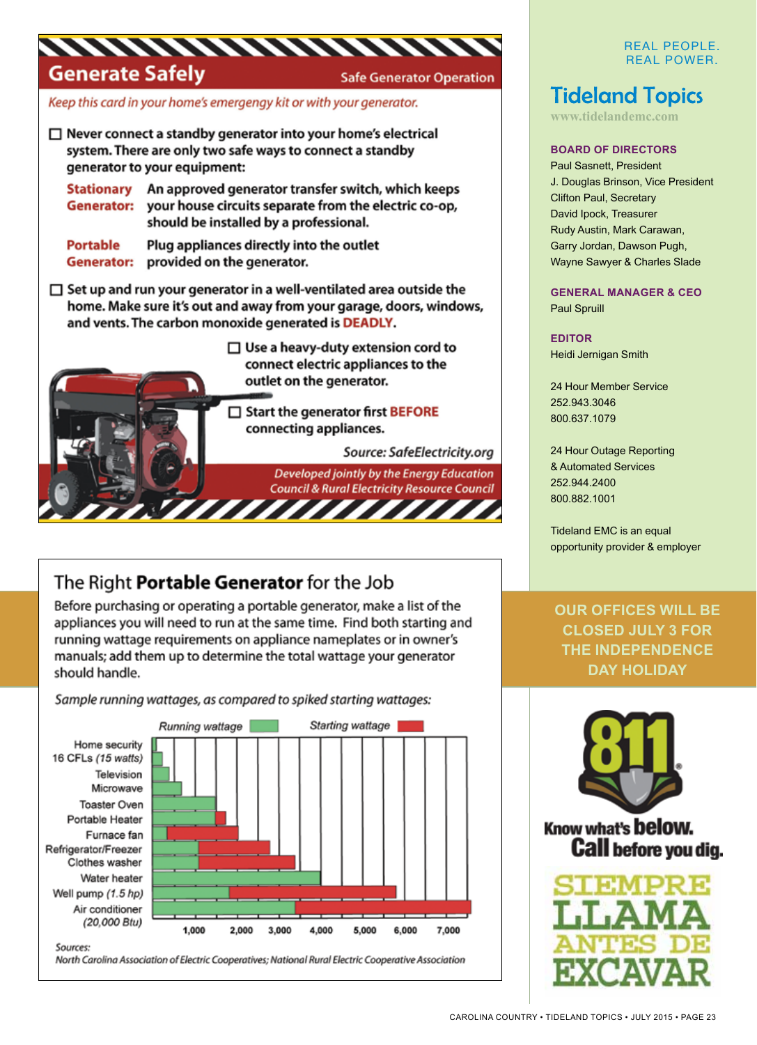## Generate Safely

Safe Generator Operation

*Keep this card in your home's emergengy kit or with your generator.*

- ☐ Never connect a standby generator into your home's electrical system. There are only two safe ways to connect a standby generator to your equipment:

  **Stationary Generator:** An approved generator transfer switch, which keeps your house circuits separate from the electric co-op, should be installed by a professional.

  **Portable Generator:** Plug appliances directly into the outlet provided on the generator.

- ☐ Set up and run your generator in a well-ventilated area outside the home. Make sure it's out and away from your garage, doors, windows, and vents. The carbon monoxide generated is **DEADLY**.
- ☐ Use a heavy-duty extension cord to connect electric appliances to the outlet on the generator.
- ☐ Start the generator first **BEFORE** connecting appliances.

*Source: SafeElectricity.org*

*Developed jointly by the Energy Education Council & Rural Electricity Resource Council*

## The Right **Portable Generator** for the Job

Before purchasing or operating a portable generator, make a list of the appliances you will need to run at the same time. Find both starting and running wattage requirements on appliance nameplates or in owner's manuals; add them up to determine the total wattage your generator should handle.

*Sample running wattages, as compared to spiked starting wattages:*

Running wattage
Starting wattage

Home security
16 CFLs (15 watts)
Television
Microwave
Toaster Oven
Portable Heater
Furnace fan
Refrigerator/Freezer
Clothes washer
Water heater
Well pump (1.5 hp)
Air conditioner (20,000 Btu)

1,000
2,000
3,000
4,000
5,000
6,000
7,000

*Sources:*
*North Carolina Association of Electric Cooperatives; National Rural Electric Cooperative Association*

REAL PEOPLE.
REAL POWER.

## Tideland Topics

www.tidelandemc.com

**BOARD OF DIRECTORS**
Paul Sasnett, President
J. Douglas Brinson, Vice President
Clifton Paul, Secretary
David Ipock, Treasurer
Rudy Austin, Mark Carawan,
Garry Jordan, Dawson Pugh,
Wayne Sawyer & Charles Slade

**GENERAL MANAGER & CEO**
Paul Spruill

**EDITOR**
Heidi Jernigan Smith

24 Hour Member Service
252.943.3046
800.637.1079

24 Hour Outage Reporting
& Automated Services
252.944.2400
800.882.1001

Tideland EMC is an equal opportunity provider & employer

**OUR OFFICES WILL BE CLOSED JULY 3 FOR THE INDEPENDENCE DAY HOLIDAY**

811
Know what's **below.**
**Call** before you dig.

SIEMPRE LLAMA ANTES DE EXCAVAR